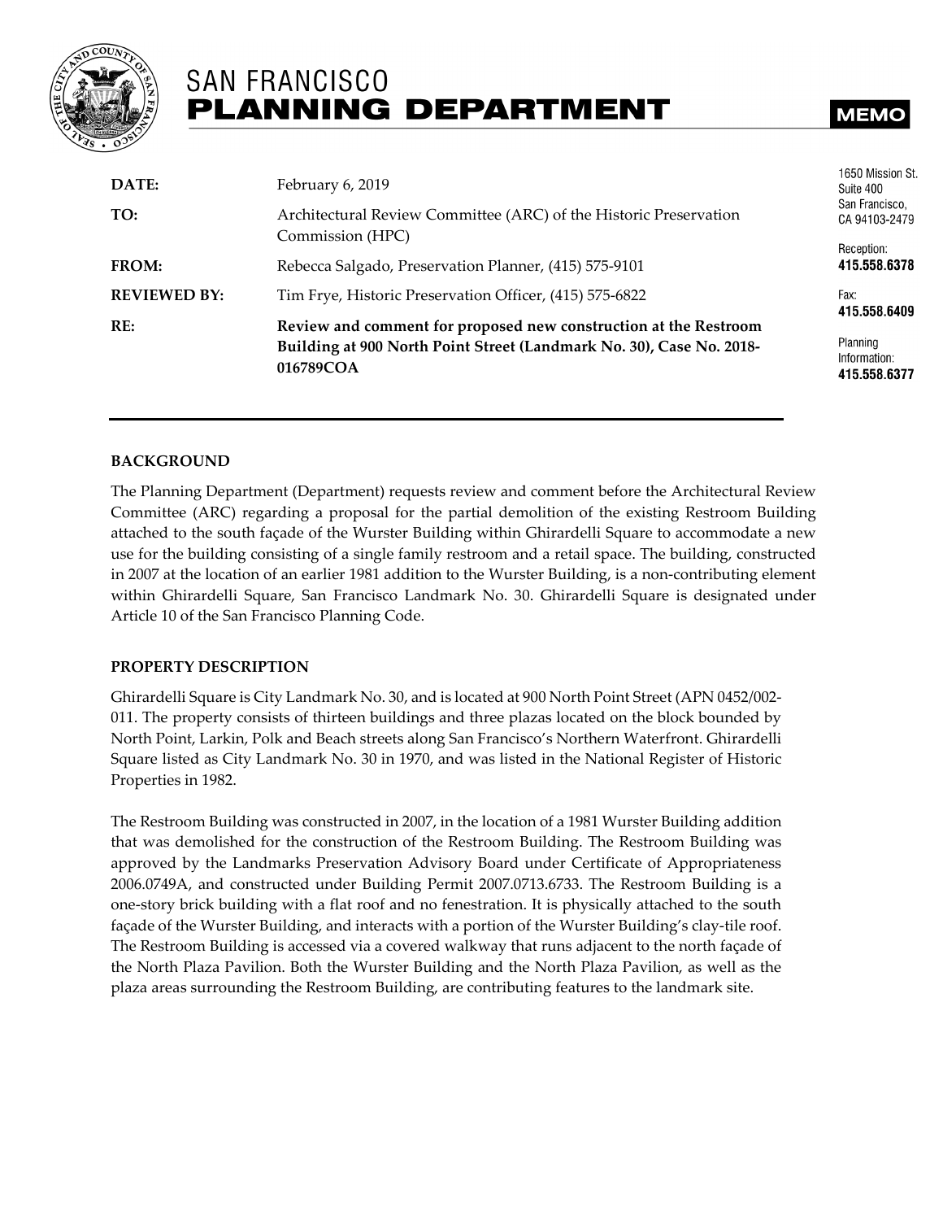# SAN FRANCISCO PLANNING DEPARTMENT

**MEMO**

1650 Mission St. Suite 400 San Francisco, CA 94103-2479

Reception: **415.558.6378**

Fax: **415.558.6409**

Planning Information: **415.558.6377**

| | |
|---|---|
| **DATE:** | February 6, 2019 |
| **TO:** | Architectural Review Committee (ARC) of the Historic Preservation Commission (HPC) |
| **FROM:** | Rebecca Salgado, Preservation Planner, (415) 575-9101 |
| **REVIEWED BY:** | Tim Frye, Historic Preservation Officer, (415) 575-6822 |
| **RE:** | **Review and comment for proposed new construction at the Restroom Building at 900 North Point Street (Landmark No. 30), Case No. 2018-016789COA** |

## BACKGROUND

The Planning Department (Department) requests review and comment before the Architectural Review Committee (ARC) regarding a proposal for the partial demolition of the existing Restroom Building attached to the south façade of the Wurster Building within Ghirardelli Square to accommodate a new use for the building consisting of a single family restroom and a retail space. The building, constructed in 2007 at the location of an earlier 1981 addition to the Wurster Building, is a non-contributing element within Ghirardelli Square, San Francisco Landmark No. 30. Ghirardelli Square is designated under Article 10 of the San Francisco Planning Code.

## PROPERTY DESCRIPTION

Ghirardelli Square is City Landmark No. 30, and is located at 900 North Point Street (APN 0452/002-011. The property consists of thirteen buildings and three plazas located on the block bounded by North Point, Larkin, Polk and Beach streets along San Francisco's Northern Waterfront. Ghirardelli Square listed as City Landmark No. 30 in 1970, and was listed in the National Register of Historic Properties in 1982.

The Restroom Building was constructed in 2007, in the location of a 1981 Wurster Building addition that was demolished for the construction of the Restroom Building. The Restroom Building was approved by the Landmarks Preservation Advisory Board under Certificate of Appropriateness 2006.0749A, and constructed under Building Permit 2007.0713.6733. The Restroom Building is a one-story brick building with a flat roof and no fenestration. It is physically attached to the south façade of the Wurster Building, and interacts with a portion of the Wurster Building's clay-tile roof. The Restroom Building is accessed via a covered walkway that runs adjacent to the north façade of the North Plaza Pavilion. Both the Wurster Building and the North Plaza Pavilion, as well as the plaza areas surrounding the Restroom Building, are contributing features to the landmark site.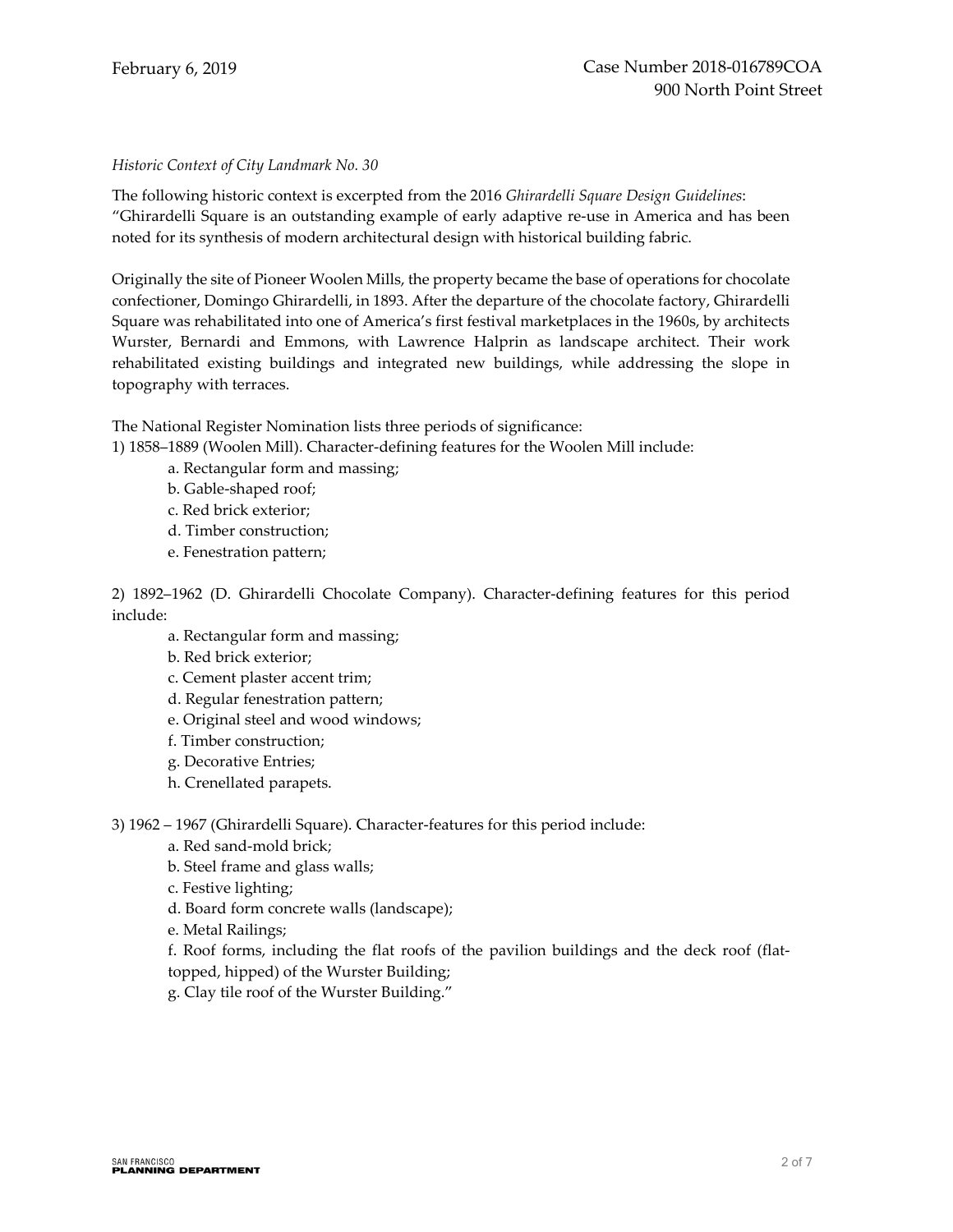*Historic Context of City Landmark No. 30*

The following historic context is excerpted from the 2016 *Ghirardelli Square Design Guidelines*: "Ghirardelli Square is an outstanding example of early adaptive re-use in America and has been noted for its synthesis of modern architectural design with historical building fabric.

Originally the site of Pioneer Woolen Mills, the property became the base of operations for chocolate confectioner, Domingo Ghirardelli, in 1893. After the departure of the chocolate factory, Ghirardelli Square was rehabilitated into one of America's first festival marketplaces in the 1960s, by architects Wurster, Bernardi and Emmons, with Lawrence Halprin as landscape architect. Their work rehabilitated existing buildings and integrated new buildings, while addressing the slope in topography with terraces.

The National Register Nomination lists three periods of significance:

1) 1858–1889 (Woolen Mill). Character-defining features for the Woolen Mill include:
   - a. Rectangular form and massing;
   - b. Gable-shaped roof;
   - c. Red brick exterior;
   - d. Timber construction;
   - e. Fenestration pattern;

2) 1892–1962 (D. Ghirardelli Chocolate Company). Character-defining features for this period include:
   - a. Rectangular form and massing;
   - b. Red brick exterior;
   - c. Cement plaster accent trim;
   - d. Regular fenestration pattern;
   - e. Original steel and wood windows;
   - f. Timber construction;
   - g. Decorative Entries;
   - h. Crenellated parapets.

3) 1962 – 1967 (Ghirardelli Square). Character-features for this period include:
   - a. Red sand-mold brick;
   - b. Steel frame and glass walls;
   - c. Festive lighting;
   - d. Board form concrete walls (landscape);
   - e. Metal Railings;
   - f. Roof forms, including the flat roofs of the pavilion buildings and the deck roof (flat-topped, hipped) of the Wurster Building;
   - g. Clay tile roof of the Wurster Building."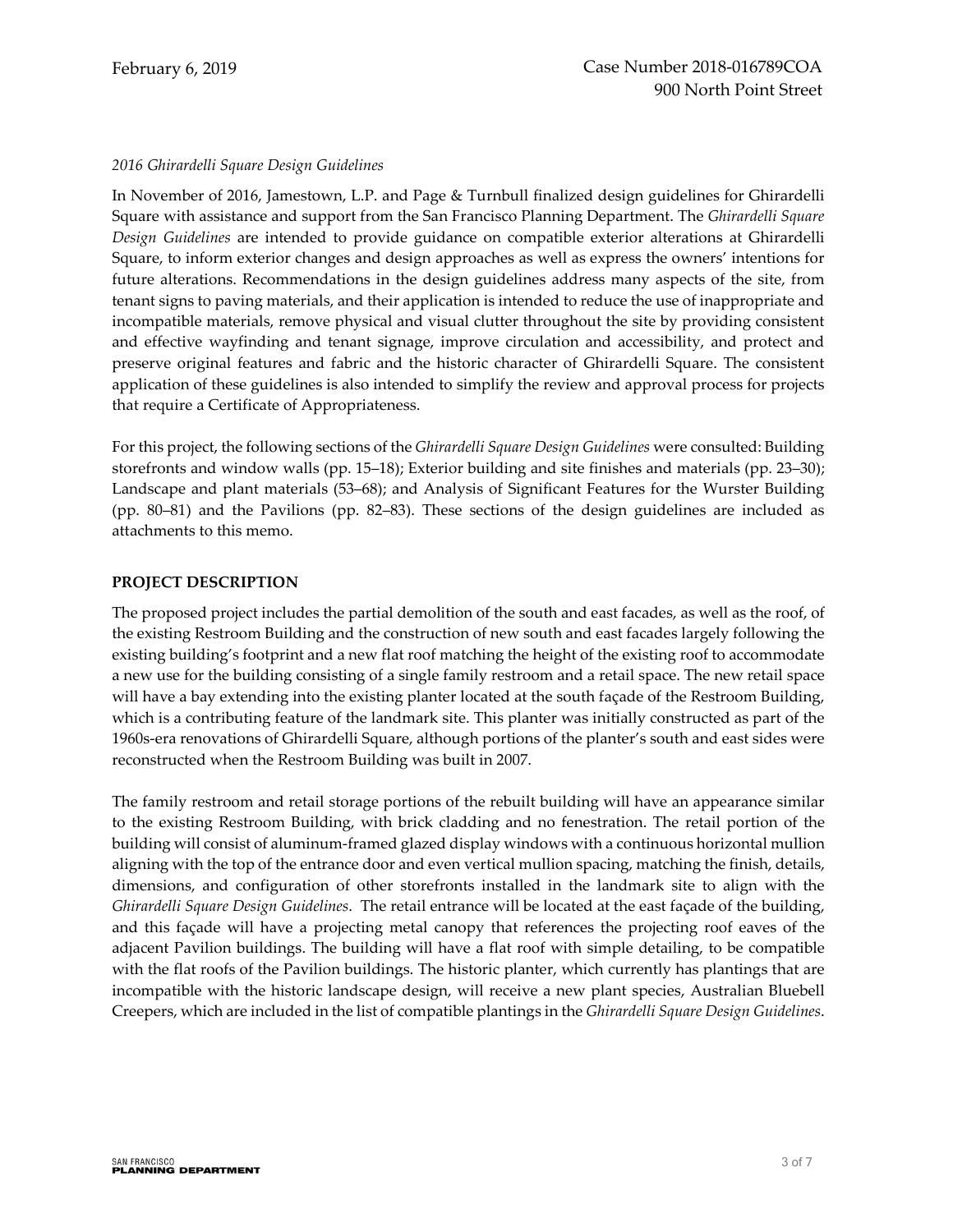*2016 Ghirardelli Square Design Guidelines*

In November of 2016, Jamestown, L.P. and Page & Turnbull finalized design guidelines for Ghirardelli Square with assistance and support from the San Francisco Planning Department. The *Ghirardelli Square Design Guidelines* are intended to provide guidance on compatible exterior alterations at Ghirardelli Square, to inform exterior changes and design approaches as well as express the owners' intentions for future alterations. Recommendations in the design guidelines address many aspects of the site, from tenant signs to paving materials, and their application is intended to reduce the use of inappropriate and incompatible materials, remove physical and visual clutter throughout the site by providing consistent and effective wayfinding and tenant signage, improve circulation and accessibility, and protect and preserve original features and fabric and the historic character of Ghirardelli Square. The consistent application of these guidelines is also intended to simplify the review and approval process for projects that require a Certificate of Appropriateness.

For this project, the following sections of the *Ghirardelli Square Design Guidelines* were consulted: Building storefronts and window walls (pp. 15–18); Exterior building and site finishes and materials (pp. 23–30); Landscape and plant materials (53–68); and Analysis of Significant Features for the Wurster Building (pp. 80–81) and the Pavilions (pp. 82–83). These sections of the design guidelines are included as attachments to this memo.

## PROJECT DESCRIPTION

The proposed project includes the partial demolition of the south and east facades, as well as the roof, of the existing Restroom Building and the construction of new south and east facades largely following the existing building's footprint and a new flat roof matching the height of the existing roof to accommodate a new use for the building consisting of a single family restroom and a retail space. The new retail space will have a bay extending into the existing planter located at the south façade of the Restroom Building, which is a contributing feature of the landmark site. This planter was initially constructed as part of the 1960s-era renovations of Ghirardelli Square, although portions of the planter's south and east sides were reconstructed when the Restroom Building was built in 2007.

The family restroom and retail storage portions of the rebuilt building will have an appearance similar to the existing Restroom Building, with brick cladding and no fenestration. The retail portion of the building will consist of aluminum-framed glazed display windows with a continuous horizontal mullion aligning with the top of the entrance door and even vertical mullion spacing, matching the finish, details, dimensions, and configuration of other storefronts installed in the landmark site to align with the *Ghirardelli Square Design Guidelines*. The retail entrance will be located at the east façade of the building, and this façade will have a projecting metal canopy that references the projecting roof eaves of the adjacent Pavilion buildings. The building will have a flat roof with simple detailing, to be compatible with the flat roofs of the Pavilion buildings. The historic planter, which currently has plantings that are incompatible with the historic landscape design, will receive a new plant species, Australian Bluebell Creepers, which are included in the list of compatible plantings in the *Ghirardelli Square Design Guidelines*.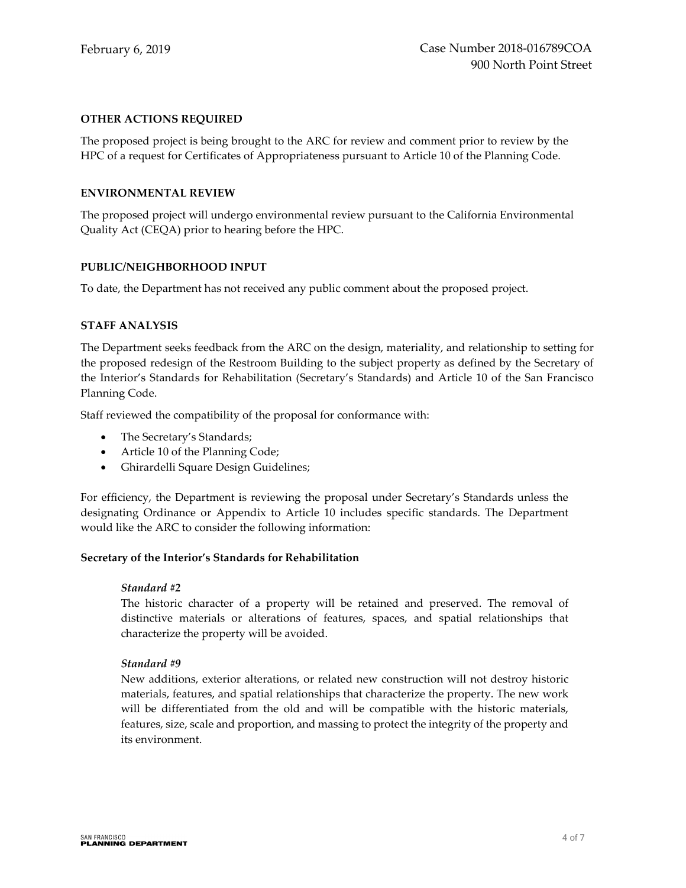**OTHER ACTIONS REQUIRED**

The proposed project is being brought to the ARC for review and comment prior to review by the HPC of a request for Certificates of Appropriateness pursuant to Article 10 of the Planning Code.

**ENVIRONMENTAL REVIEW**

The proposed project will undergo environmental review pursuant to the California Environmental Quality Act (CEQA) prior to hearing before the HPC.

**PUBLIC/NEIGHBORHOOD INPUT**

To date, the Department has not received any public comment about the proposed project.

**STAFF ANALYSIS**

The Department seeks feedback from the ARC on the design, materiality, and relationship to setting for the proposed redesign of the Restroom Building to the subject property as defined by the Secretary of the Interior's Standards for Rehabilitation (Secretary's Standards) and Article 10 of the San Francisco Planning Code.

Staff reviewed the compatibility of the proposal for conformance with:

- The Secretary's Standards;
- Article 10 of the Planning Code;
- Ghirardelli Square Design Guidelines;

For efficiency, the Department is reviewing the proposal under Secretary's Standards unless the designating Ordinance or Appendix to Article 10 includes specific standards. The Department would like the ARC to consider the following information:

**Secretary of the Interior's Standards for Rehabilitation**

> ***Standard #2***
>
> The historic character of a property will be retained and preserved. The removal of distinctive materials or alterations of features, spaces, and spatial relationships that characterize the property will be avoided.
>
> ***Standard #9***
>
> New additions, exterior alterations, or related new construction will not destroy historic materials, features, and spatial relationships that characterize the property. The new work will be differentiated from the old and will be compatible with the historic materials, features, size, scale and proportion, and massing to protect the integrity of the property and its environment.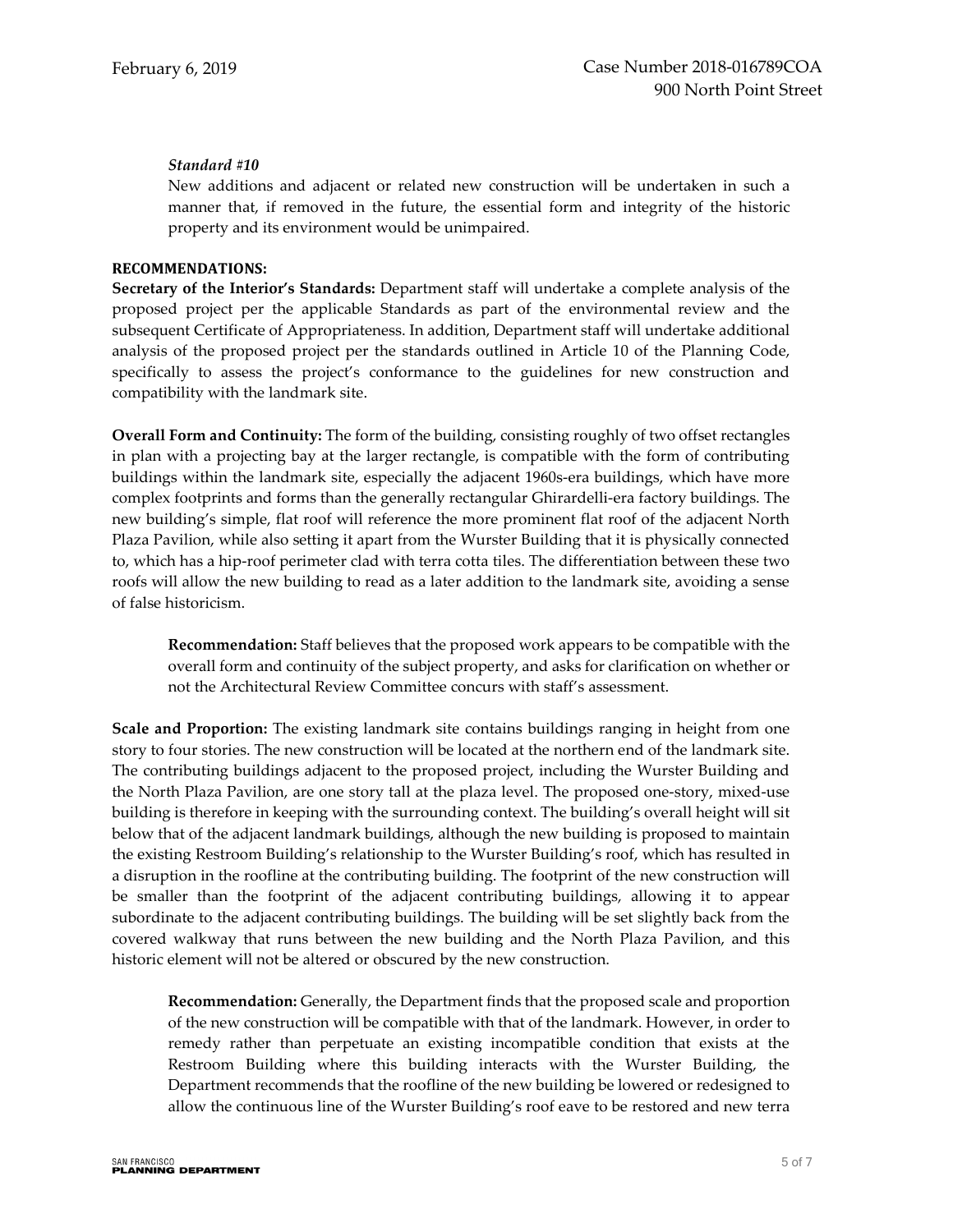*Standard #10*

New additions and adjacent or related new construction will be undertaken in such a manner that, if removed in the future, the essential form and integrity of the historic property and its environment would be unimpaired.

**RECOMMENDATIONS:**

**Secretary of the Interior's Standards:** Department staff will undertake a complete analysis of the proposed project per the applicable Standards as part of the environmental review and the subsequent Certificate of Appropriateness. In addition, Department staff will undertake additional analysis of the proposed project per the standards outlined in Article 10 of the Planning Code, specifically to assess the project's conformance to the guidelines for new construction and compatibility with the landmark site.

**Overall Form and Continuity:** The form of the building, consisting roughly of two offset rectangles in plan with a projecting bay at the larger rectangle, is compatible with the form of contributing buildings within the landmark site, especially the adjacent 1960s-era buildings, which have more complex footprints and forms than the generally rectangular Ghirardelli-era factory buildings. The new building's simple, flat roof will reference the more prominent flat roof of the adjacent North Plaza Pavilion, while also setting it apart from the Wurster Building that it is physically connected to, which has a hip-roof perimeter clad with terra cotta tiles. The differentiation between these two roofs will allow the new building to read as a later addition to the landmark site, avoiding a sense of false historicism.

**Recommendation:** Staff believes that the proposed work appears to be compatible with the overall form and continuity of the subject property, and asks for clarification on whether or not the Architectural Review Committee concurs with staff's assessment.

**Scale and Proportion:** The existing landmark site contains buildings ranging in height from one story to four stories. The new construction will be located at the northern end of the landmark site. The contributing buildings adjacent to the proposed project, including the Wurster Building and the North Plaza Pavilion, are one story tall at the plaza level. The proposed one-story, mixed-use building is therefore in keeping with the surrounding context. The building's overall height will sit below that of the adjacent landmark buildings, although the new building is proposed to maintain the existing Restroom Building's relationship to the Wurster Building's roof, which has resulted in a disruption in the roofline at the contributing building. The footprint of the new construction will be smaller than the footprint of the adjacent contributing buildings, allowing it to appear subordinate to the adjacent contributing buildings. The building will be set slightly back from the covered walkway that runs between the new building and the North Plaza Pavilion, and this historic element will not be altered or obscured by the new construction.

**Recommendation:** Generally, the Department finds that the proposed scale and proportion of the new construction will be compatible with that of the landmark. However, in order to remedy rather than perpetuate an existing incompatible condition that exists at the Restroom Building where this building interacts with the Wurster Building, the Department recommends that the roofline of the new building be lowered or redesigned to allow the continuous line of the Wurster Building's roof eave to be restored and new terra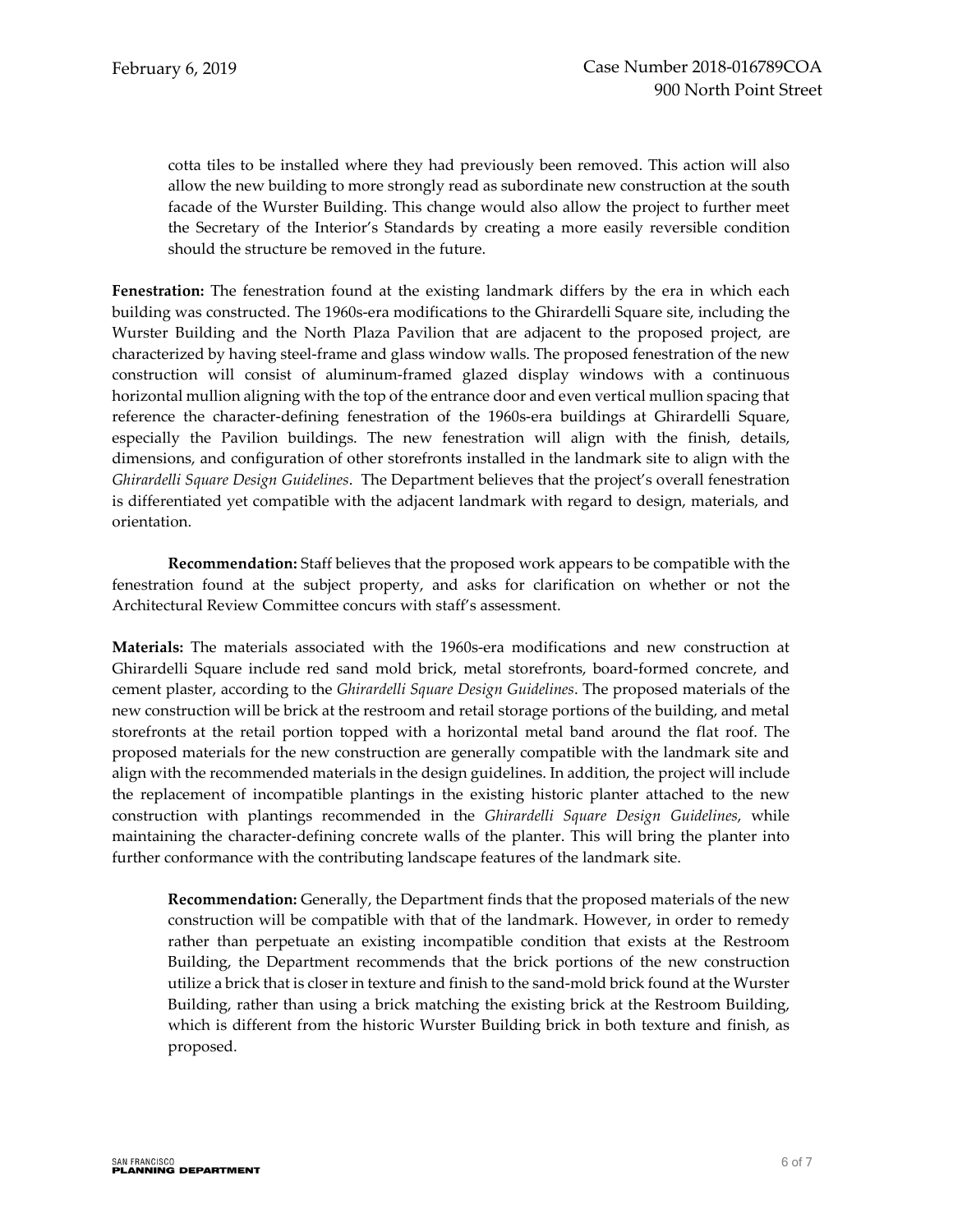cotta tiles to be installed where they had previously been removed. This action will also allow the new building to more strongly read as subordinate new construction at the south facade of the Wurster Building. This change would also allow the project to further meet the Secretary of the Interior's Standards by creating a more easily reversible condition should the structure be removed in the future.

**Fenestration:** The fenestration found at the existing landmark differs by the era in which each building was constructed. The 1960s-era modifications to the Ghirardelli Square site, including the Wurster Building and the North Plaza Pavilion that are adjacent to the proposed project, are characterized by having steel-frame and glass window walls. The proposed fenestration of the new construction will consist of aluminum-framed glazed display windows with a continuous horizontal mullion aligning with the top of the entrance door and even vertical mullion spacing that reference the character-defining fenestration of the 1960s-era buildings at Ghirardelli Square, especially the Pavilion buildings. The new fenestration will align with the finish, details, dimensions, and configuration of other storefronts installed in the landmark site to align with the *Ghirardelli Square Design Guidelines*. The Department believes that the project's overall fenestration is differentiated yet compatible with the adjacent landmark with regard to design, materials, and orientation.

**Recommendation:** Staff believes that the proposed work appears to be compatible with the fenestration found at the subject property, and asks for clarification on whether or not the Architectural Review Committee concurs with staff's assessment.

**Materials:** The materials associated with the 1960s-era modifications and new construction at Ghirardelli Square include red sand mold brick, metal storefronts, board-formed concrete, and cement plaster, according to the *Ghirardelli Square Design Guidelines*. The proposed materials of the new construction will be brick at the restroom and retail storage portions of the building, and metal storefronts at the retail portion topped with a horizontal metal band around the flat roof. The proposed materials for the new construction are generally compatible with the landmark site and align with the recommended materials in the design guidelines. In addition, the project will include the replacement of incompatible plantings in the existing historic planter attached to the new construction with plantings recommended in the *Ghirardelli Square Design Guidelines*, while maintaining the character-defining concrete walls of the planter. This will bring the planter into further conformance with the contributing landscape features of the landmark site.

**Recommendation:** Generally, the Department finds that the proposed materials of the new construction will be compatible with that of the landmark. However, in order to remedy rather than perpetuate an existing incompatible condition that exists at the Restroom Building, the Department recommends that the brick portions of the new construction utilize a brick that is closer in texture and finish to the sand-mold brick found at the Wurster Building, rather than using a brick matching the existing brick at the Restroom Building, which is different from the historic Wurster Building brick in both texture and finish, as proposed.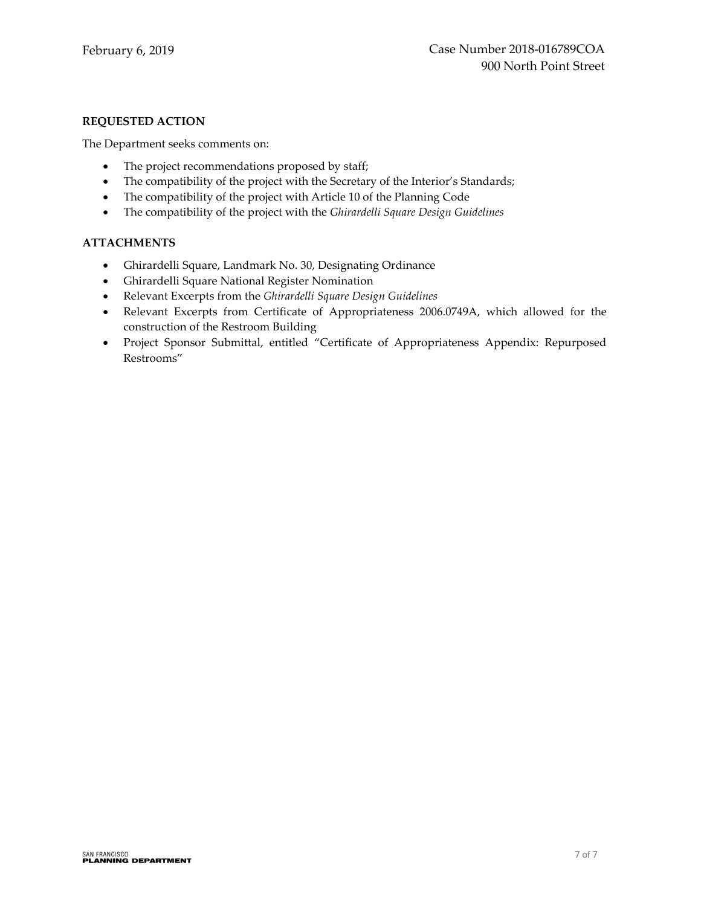### REQUESTED ACTION

The Department seeks comments on:

- The project recommendations proposed by staff;
- The compatibility of the project with the Secretary of the Interior's Standards;
- The compatibility of the project with Article 10 of the Planning Code
- The compatibility of the project with the *Ghirardelli Square Design Guidelines*

### ATTACHMENTS

- Ghirardelli Square, Landmark No. 30, Designating Ordinance
- Ghirardelli Square National Register Nomination
- Relevant Excerpts from the *Ghirardelli Square Design Guidelines*
- Relevant Excerpts from Certificate of Appropriateness 2006.0749A, which allowed for the construction of the Restroom Building
- Project Sponsor Submittal, entitled "Certificate of Appropriateness Appendix: Repurposed Restrooms"